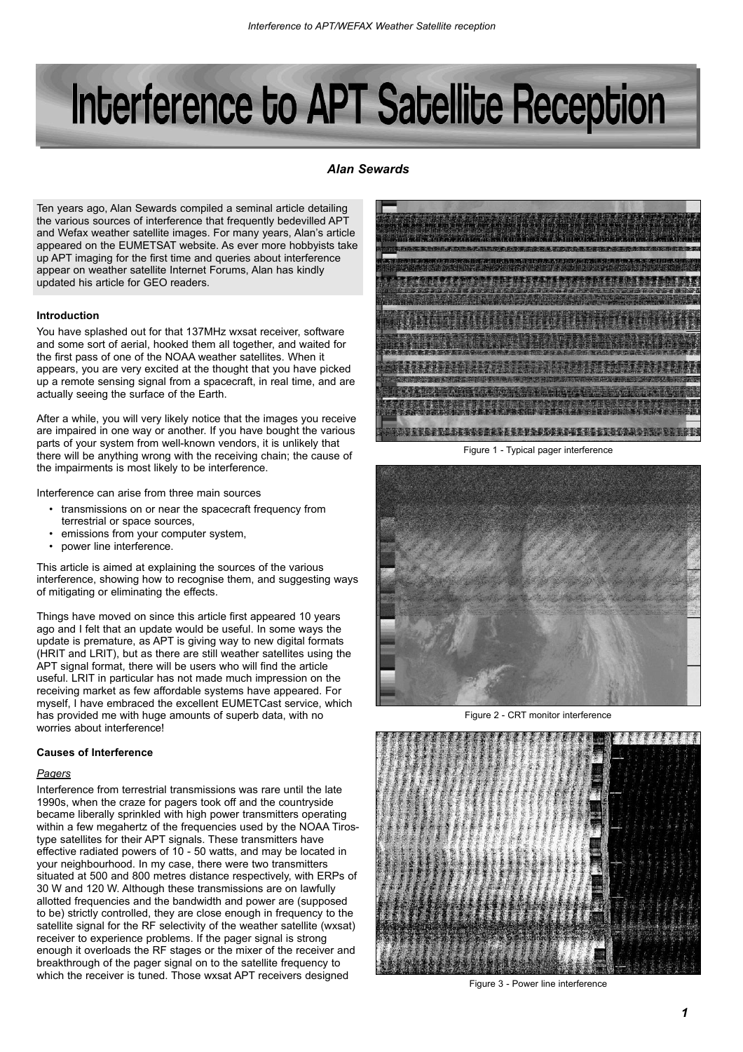# Interference to APT Satellite Reception

***Alan Sewards***

Ten years ago, Alan Sewards compiled a seminal article detailing the various sources of interference that frequently bedevilled APT and Wefax weather satellite images. For many years, Alan's article appeared on the EUMETSAT website. As ever more hobbyists take up APT imaging for the first time and queries about interference appear on weather satellite Internet Forums, Alan has kindly updated his article for GEO readers.

### Introduction

You have splashed out for that 137MHz wxsat receiver, software and some sort of aerial, hooked them all together, and waited for the first pass of one of the NOAA weather satellites. When it appears, you are very excited at the thought that you have picked up a remote sensing signal from a spacecraft, in real time, and are actually seeing the surface of the Earth.

After a while, you will very likely notice that the images you receive are impaired in one way or another. If you have bought the various parts of your system from well-known vendors, it is unlikely that there will be anything wrong with the receiving chain; the cause of the impairments is most likely to be interference.

Interference can arise from three main sources

- transmissions on or near the spacecraft frequency from terrestrial or space sources,
- emissions from your computer system,
- power line interference.

This article is aimed at explaining the sources of the various interference, showing how to recognise them, and suggesting ways of mitigating or eliminating the effects.

Things have moved on since this article first appeared 10 years ago and I felt that an update would be useful. In some ways the update is premature, as APT is giving way to new digital formats (HRIT and LRIT), but as there are still weather satellites using the APT signal format, there will be users who will find the article useful. LRIT in particular has not made much impression on the receiving market as few affordable systems have appeared. For myself, I have embraced the excellent EUMETCast service, which has provided me with huge amounts of superb data, with no worries about interference!

### Causes of Interference

*Pagers*

Interference from terrestrial transmissions was rare until the late 1990s, when the craze for pagers took off and the countryside became liberally sprinkled with high power transmitters operating within a few megahertz of the frequencies used by the NOAA Tiros-type satellites for their APT signals. These transmitters have effective radiated powers of 10 - 50 watts, and may be located in your neighbourhood. In my case, there were two transmitters situated at 500 and 800 metres distance respectively, with ERPs of 30 W and 120 W. Although these transmissions are on lawfully allotted frequencies and the bandwidth and power are (supposed to be) strictly controlled, they are close enough in frequency to the satellite signal for the RF selectivity of the weather satellite (wxsat) receiver to experience problems. If the pager signal is strong enough it overloads the RF stages or the mixer of the receiver and breakthrough of the pager signal on to the satellite frequency to which the receiver is tuned. Those wxsat APT receivers designed

Figure 1 - Typical pager interference

Figure 2 - CRT monitor interference

Figure 3 - Power line interference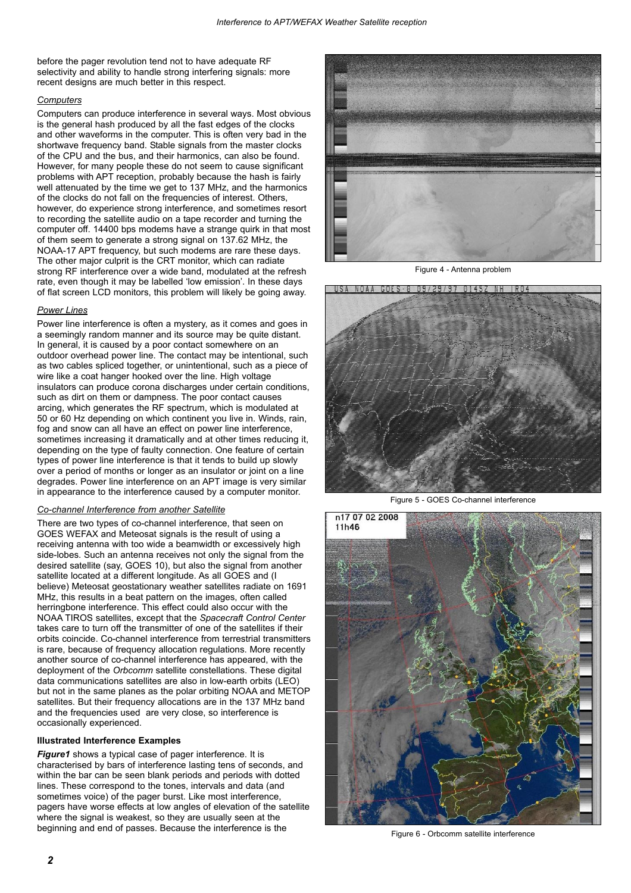before the pager revolution tend not to have adequate RF selectivity and ability to handle strong interfering signals: more recent designs are much better in this respect.

*Computers*

Computers can produce interference in several ways. Most obvious is the general hash produced by all the fast edges of the clocks and other waveforms in the computer. This is often very bad in the shortwave frequency band. Stable signals from the master clocks of the CPU and the bus, and their harmonics, can also be found. However, for many people these do not seem to cause significant problems with APT reception, probably because the hash is fairly well attenuated by the time we get to 137 MHz, and the harmonics of the clocks do not fall on the frequencies of interest. Others, however, do experience strong interference, and sometimes resort to recording the satellite audio on a tape recorder and turning the computer off. 14400 bps modems have a strange quirk in that most of them seem to generate a strong signal on 137.62 MHz, the NOAA-17 APT frequency, but such modems are rare these days. The other major culprit is the CRT monitor, which can radiate strong RF interference over a wide band, modulated at the refresh rate, even though it may be labelled 'low emission'. In these days of flat screen LCD monitors, this problem will likely be going away.

*Power Lines*

Power line interference is often a mystery, as it comes and goes in a seemingly random manner and its source may be quite distant. In general, it is caused by a poor contact somewhere on an outdoor overhead power line. The contact may be intentional, such as two cables spliced together, or unintentional, such as a piece of wire like a coat hanger hooked over the line. High voltage insulators can produce corona discharges under certain conditions, such as dirt on them or dampness. The poor contact causes arcing, which generates the RF spectrum, which is modulated at 50 or 60 Hz depending on which continent you live in. Winds, rain, fog and snow can all have an effect on power line interference, sometimes increasing it dramatically and at other times reducing it, depending on the type of faulty connection. One feature of certain types of power line interference is that it tends to build up slowly over a period of months or longer as an insulator or joint on a line degrades. Power line interference on an APT image is very similar in appearance to the interference caused by a computer monitor.

*Co-channel Interference from another Satellite*

There are two types of co-channel interference, that seen on GOES WEFAX and Meteosat signals is the result of using a receiving antenna with too wide a beamwidth or excessively high side-lobes. Such an antenna receives not only the signal from the desired satellite (say, GOES 10), but also the signal from another satellite located at a different longitude. As all GOES and (I believe) Meteosat geostationary weather satellites radiate on 1691 MHz, this results in a beat pattern on the images, often called herringbone interference. This effect could also occur with the NOAA TIROS satellites, except that the *Spacecraft Control Center* takes care to turn off the transmitter of one of the satellites if their orbits coincide. Co-channel interference from terrestrial transmitters is rare, because of frequency allocation regulations. More recently another source of co-channel interference has appeared, with the deployment of the *Orbcomm* satellite constellations. These digital data communications satellites are also in low-earth orbits (LEO) but not in the same planes as the polar orbiting NOAA and METOP satellites. But their frequency allocations are in the 137 MHz band and the frequencies used are very close, so interference is occasionally experienced.

**Illustrated Interference Examples**

***Figure1*** shows a typical case of pager interference. It is characterised by bars of interference lasting tens of seconds, and within the bar can be seen blank periods and periods with dotted lines. These correspond to the tones, intervals and data (and sometimes voice) of the pager burst. Like most interference, pagers have worse effects at low angles of elevation of the satellite where the signal is weakest, so they are usually seen at the beginning and end of passes. Because the interference is the

Figure 4 - Antenna problem

Figure 5 - GOES Co-channel interference

Figure 6 - Orbcomm satellite interference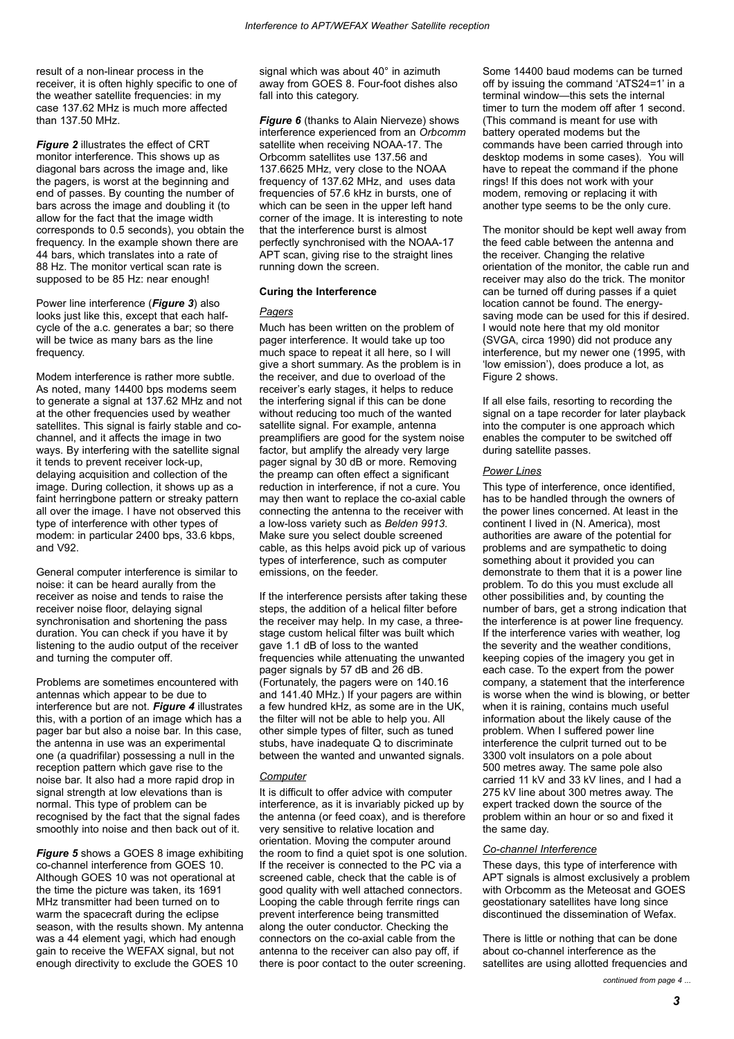result of a non-linear process in the receiver, it is often highly specific to one of the weather satellite frequencies: in my case 137.62 MHz is much more affected than 137.50 MHz.

***Figure 2*** illustrates the effect of CRT monitor interference. This shows up as diagonal bars across the image and, like the pagers, is worst at the beginning and end of passes. By counting the number of bars across the image and doubling it (to allow for the fact that the image width corresponds to 0.5 seconds), you obtain the frequency. In the example shown there are 44 bars, which translates into a rate of 88 Hz. The monitor vertical scan rate is supposed to be 85 Hz: near enough!

Power line interference (***Figure 3***) also looks just like this, except that each half-cycle of the a.c. generates a bar; so there will be twice as many bars as the line frequency.

Modem interference is rather more subtle. As noted, many 14400 bps modems seem to generate a signal at 137.62 MHz and not at the other frequencies used by weather satellites. This signal is fairly stable and co-channel, and it affects the image in two ways. By interfering with the satellite signal it tends to prevent receiver lock-up, delaying acquisition and collection of the image. During collection, it shows up as a faint herringbone pattern or streaky pattern all over the image. I have not observed this type of interference with other types of modem: in particular 2400 bps, 33.6 kbps, and V92.

General computer interference is similar to noise: it can be heard aurally from the receiver as noise and tends to raise the receiver noise floor, delaying signal synchronisation and shortening the pass duration. You can check if you have it by listening to the audio output of the receiver and turning the computer off.

Problems are sometimes encountered with antennas which appear to be due to interference but are not. ***Figure 4*** illustrates this, with a portion of an image which has a pager bar but also a noise bar. In this case, the antenna in use was an experimental one (a quadrifilar) possessing a null in the reception pattern which gave rise to the noise bar. It also had a more rapid drop in signal strength at low elevations than is normal. This type of problem can be recognised by the fact that the signal fades smoothly into noise and then back out of it.

***Figure 5*** shows a GOES 8 image exhibiting co-channel interference from GOES 10. Although GOES 10 was not operational at the time the picture was taken, its 1691 MHz transmitter had been turned on to warm the spacecraft during the eclipse season, with the results shown. My antenna was a 44 element yagi, which had enough gain to receive the WEFAX signal, but not enough directivity to exclude the GOES 10 signal which was about 40° in azimuth away from GOES 8. Four-foot dishes also fall into this category.

***Figure 6*** (thanks to Alain Nierveze) shows interference experienced from an *Orbcomm* satellite when receiving NOAA-17. The Orbcomm satellites use 137.56 and 137.6625 MHz, very close to the NOAA frequency of 137.62 MHz, and uses data frequencies of 57.6 kHz in bursts, one of which can be seen in the upper left hand corner of the image. It is interesting to note that the interference burst is almost perfectly synchronised with the NOAA-17 APT scan, giving rise to the straight lines running down the screen.

**Curing the Interference**

*Pagers*

Much has been written on the problem of pager interference. It would take up too much space to repeat it all here, so I will give a short summary. As the problem is in the receiver, and due to overload of the receiver's early stages, it helps to reduce the interfering signal if this can be done without reducing too much of the wanted satellite signal. For example, antenna preamplifiers are good for the system noise factor, but amplify the already very large pager signal by 30 dB or more. Removing the preamp can often effect a significant reduction in interference, if not a cure. You may then want to replace the co-axial cable connecting the antenna to the receiver with a low-loss variety such as *Belden 9913*. Make sure you select double screened cable, as this helps avoid pick up of various types of interference, such as computer emissions, on the feeder.

If the interference persists after taking these steps, the addition of a helical filter before the receiver may help. In my case, a three-stage custom helical filter was built which gave 1.1 dB of loss to the wanted frequencies while attenuating the unwanted pager signals by 57 dB and 26 dB. (Fortunately, the pagers were on 140.16 and 141.40 MHz.) If your pagers are within a few hundred kHz, as some are in the UK, the filter will not be able to help you. All other simple types of filter, such as tuned stubs, have inadequate Q to discriminate between the wanted and unwanted signals.

*Computer*

It is difficult to offer advice with computer interference, as it is invariably picked up by the antenna (or feed coax), and is therefore very sensitive to relative location and orientation. Moving the computer around the room to find a quiet spot is one solution. If the receiver is connected to the PC via a screened cable, check that the cable is of good quality with well attached connectors. Looping the cable through ferrite rings can prevent interference being transmitted along the outer conductor. Checking the connectors on the co-axial cable from the antenna to the receiver can also pay off, if there is poor contact to the outer screening.

Some 14400 baud modems can be turned off by issuing the command 'ATS24=1' in a terminal window—this sets the internal timer to turn the modem off after 1 second. (This command is meant for use with battery operated modems but the commands have been carried through into desktop modems in some cases). You will have to repeat the command if the phone rings! If this does not work with your modem, removing or replacing it with another type seems to be the only cure.

The monitor should be kept well away from the feed cable between the antenna and the receiver. Changing the relative orientation of the monitor, the cable run and receiver may also do the trick. The monitor can be turned off during passes if a quiet location cannot be found. The energy-saving mode can be used for this if desired. I would note here that my old monitor (SVGA, circa 1990) did not produce any interference, but my newer one (1995, with 'low emission'), does produce a lot, as Figure 2 shows.

If all else fails, resorting to recording the signal on a tape recorder for later playback into the computer is one approach which enables the computer to be switched off during satellite passes.

*Power Lines*

This type of interference, once identified, has to be handled through the owners of the power lines concerned. At least in the continent I lived in (N. America), most authorities are aware of the potential for problems and are sympathetic to doing something about it provided you can demonstrate to them that it is a power line problem. To do this you must exclude all other possibilities and, by counting the number of bars, get a strong indication that the interference is at power line frequency. If the interference varies with weather, log the severity and the weather conditions, keeping copies of the imagery you get in each case. To the expert from the power company, a statement that the interference is worse when the wind is blowing, or better when it is raining, contains much useful information about the likely cause of the problem. When I suffered power line interference the culprit turned out to be 3300 volt insulators on a pole about 500 metres away. The same pole also carried 11 kV and 33 kV lines, and I had a 275 kV line about 300 metres away. The expert tracked down the source of the problem within an hour or so and fixed it the same day.

*Co-channel Interference*

These days, this type of interference with APT signals is almost exclusively a problem with Orbcomm as the Meteosat and GOES geostationary satellites have long since discontinued the dissemination of Wefax.

There is little or nothing that can be done about co-channel interference as the satellites are using allotted frequencies and

*continued from page 4 ...*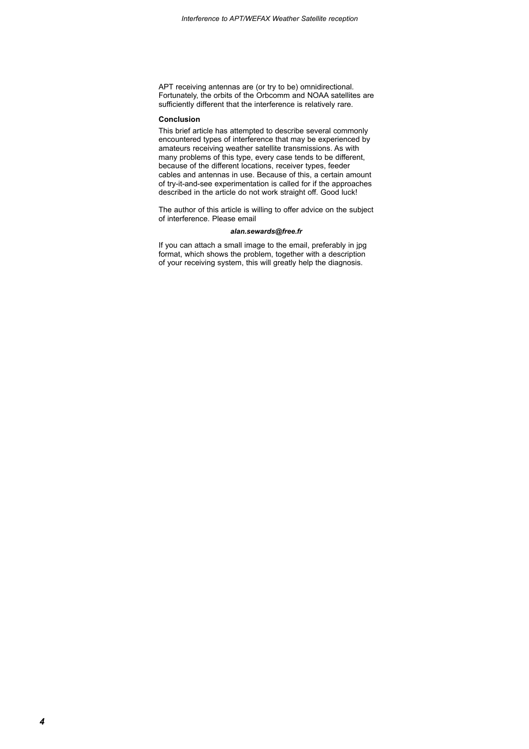APT receiving antennas are (or try to be) omnidirectional. Fortunately, the orbits of the Orbcomm and NOAA satellites are sufficiently different that the interference is relatively rare.

**Conclusion**

This brief article has attempted to describe several commonly encountered types of interference that may be experienced by amateurs receiving weather satellite transmissions. As with many problems of this type, every case tends to be different, because of the different locations, receiver types, feeder cables and antennas in use. Because of this, a certain amount of try-it-and-see experimentation is called for if the approaches described in the article do not work straight off. Good luck!

The author of this article is willing to offer advice on the subject of interference. Please email

***alan.sewards@free.fr***

If you can attach a small image to the email, preferably in jpg format, which shows the problem, together with a description of your receiving system, this will greatly help the diagnosis.